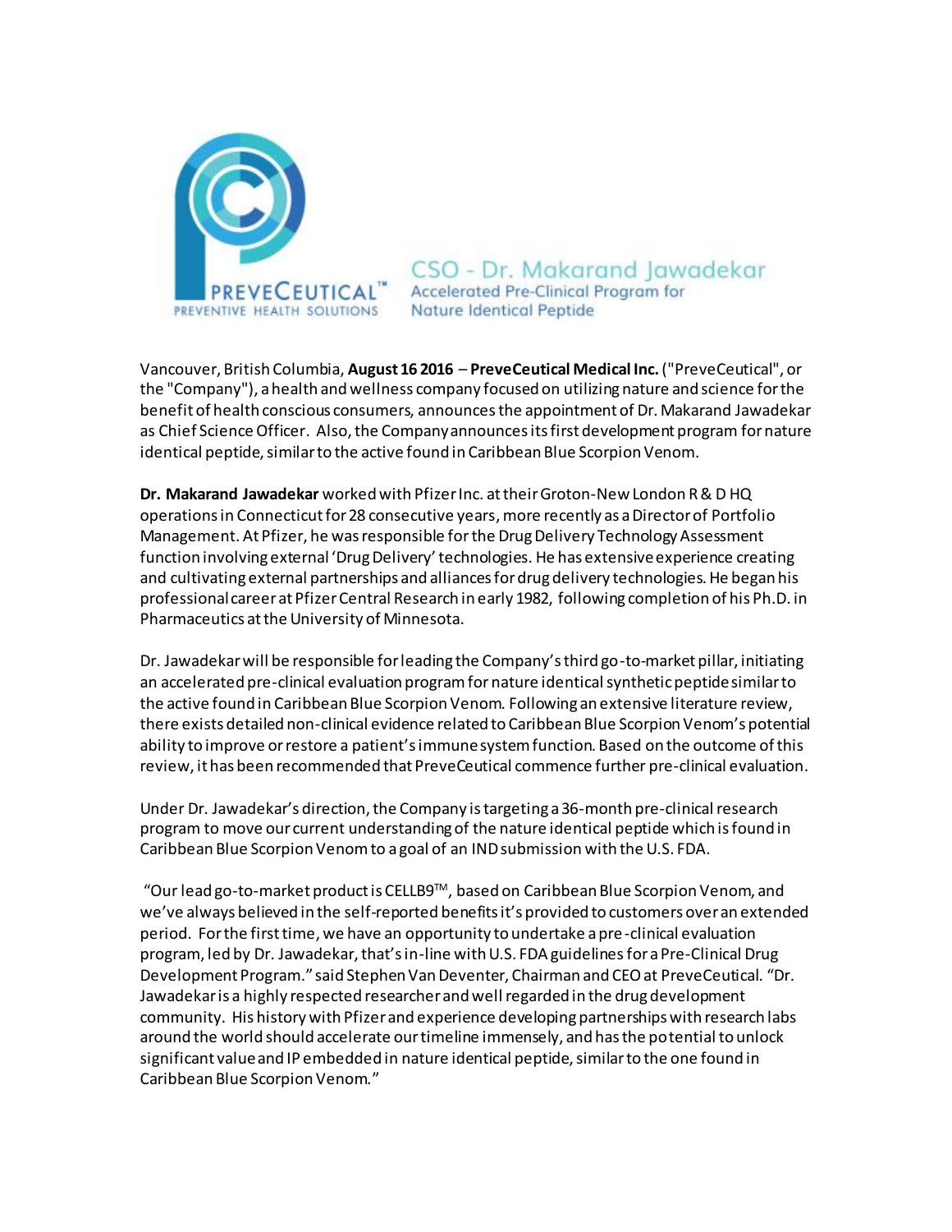PREVECEUTICAL™
PREVENTIVE HEALTH SOLUTIONS

# CSO - Dr. Makarand Jawadekar

## Accelerated Pre-Clinical Program for Nature Identical Peptide

Vancouver, British Columbia, **August 16 2016** – **PreveCeutical Medical Inc.** ("PreveCeutical", or the "Company"), a health and wellness company focused on utilizing nature and science for the benefit of health conscious consumers, announces the appointment of Dr. Makarand Jawadekar as Chief Science Officer. Also, the Company announces its first development program for nature identical peptide, similar to the active found in Caribbean Blue Scorpion Venom.

**Dr. Makarand Jawadekar** worked with Pfizer Inc. at their Groton-New London R & D HQ operations in Connecticut for 28 consecutive years, more recently as a Director of Portfolio Management. At Pfizer, he was responsible for the Drug Delivery Technology Assessment function involving external 'Drug Delivery' technologies. He has extensive experience creating and cultivating external partnerships and alliances for drug delivery technologies. He began his professional career at Pfizer Central Research in early 1982, following completion of his Ph.D. in Pharmaceutics at the University of Minnesota.

Dr. Jawadekar will be responsible for leading the Company's third go-to-market pillar, initiating an accelerated pre-clinical evaluation program for nature identical synthetic peptide similar to the active found in Caribbean Blue Scorpion Venom. Following an extensive literature review, there exists detailed non-clinical evidence related to Caribbean Blue Scorpion Venom's potential ability to improve or restore a patient's immune system function. Based on the outcome of this review, it has been recommended that PreveCeutical commence further pre-clinical evaluation.

Under Dr. Jawadekar's direction, the Company is targeting a 36-month pre-clinical research program to move our current understanding of the nature identical peptide which is found in Caribbean Blue Scorpion Venom to a goal of an IND submission with the U.S. FDA.

"Our lead go-to-market product is CELLB9™, based on Caribbean Blue Scorpion Venom, and we've always believed in the self-reported benefits it's provided to customers over an extended period. For the first time, we have an opportunity to undertake a pre-clinical evaluation program, led by Dr. Jawadekar, that's in-line with U.S. FDA guidelines for a Pre-Clinical Drug Development Program." said Stephen Van Deventer, Chairman and CEO at PreveCeutical. "Dr. Jawadekar is a highly respected researcher and well regarded in the drug development community. His history with Pfizer and experience developing partnerships with research labs around the world should accelerate our timeline immensely, and has the potential to unlock significant value and IP embedded in nature identical peptide, similar to the one found in Caribbean Blue Scorpion Venom."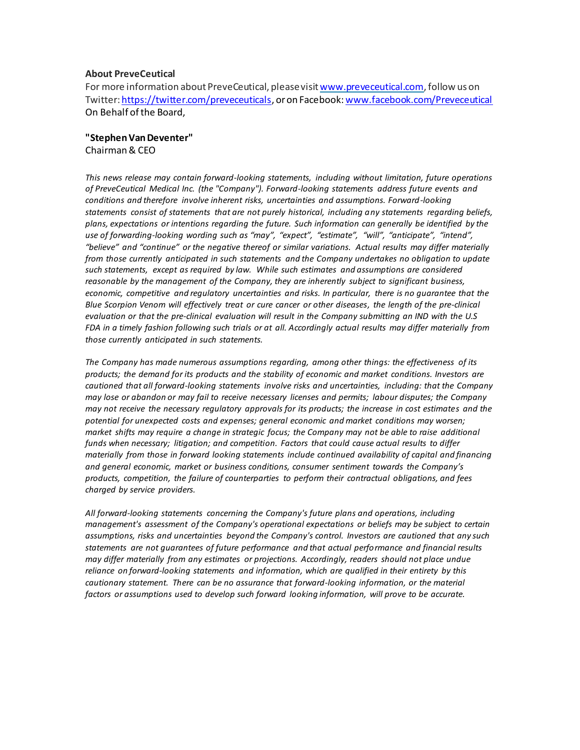**About PreveCeutical**

For more information about PreveCeutical, please visit [www.preveceutical.com](www.preveceutical.com), follow us on Twitter: [https://twitter.com/preveceuticals](https://twitter.com/preveceuticals), or on Facebook: [www.facebook.com/Preveceutical](www.facebook.com/Preveceutical)
On Behalf of the Board,

**"Stephen Van Deventer"**
Chairman & CEO

*This news release may contain forward-looking statements, including without limitation, future operations of PreveCeutical Medical Inc. (the "Company"). Forward-looking statements address future events and conditions and therefore involve inherent risks, uncertainties and assumptions. Forward-looking statements consist of statements that are not purely historical, including any statements regarding beliefs, plans, expectations or intentions regarding the future. Such information can generally be identified by the use of forwarding-looking wording such as "may", "expect", "estimate", "will", "anticipate", "intend", "believe" and "continue" or the negative thereof or similar variations. Actual results may differ materially from those currently anticipated in such statements and the Company undertakes no obligation to update such statements, except as required by law. While such estimates and assumptions are considered reasonable by the management of the Company, they are inherently subject to significant business, economic, competitive and regulatory uncertainties and risks. In particular, there is no guarantee that the Blue Scorpion Venom will effectively treat or cure cancer or other diseases, the length of the pre-clinical evaluation or that the pre-clinical evaluation will result in the Company submitting an IND with the U.S FDA in a timely fashion following such trials or at all. Accordingly actual results may differ materially from those currently anticipated in such statements.*

*The Company has made numerous assumptions regarding, among other things: the effectiveness of its products; the demand for its products and the stability of economic and market conditions. Investors are cautioned that all forward-looking statements involve risks and uncertainties, including: that the Company may lose or abandon or may fail to receive necessary licenses and permits; labour disputes; the Company may not receive the necessary regulatory approvals for its products; the increase in cost estimates and the potential for unexpected costs and expenses; general economic and market conditions may worsen; market shifts may require a change in strategic focus; the Company may not be able to raise additional funds when necessary; litigation; and competition. Factors that could cause actual results to differ materially from those in forward looking statements include continued availability of capital and financing and general economic, market or business conditions, consumer sentiment towards the Company's products, competition, the failure of counterparties to perform their contractual obligations, and fees charged by service providers.*

*All forward-looking statements concerning the Company's future plans and operations, including management's assessment of the Company's operational expectations or beliefs may be subject to certain assumptions, risks and uncertainties beyond the Company's control. Investors are cautioned that any such statements are not guarantees of future performance and that actual performance and financial results may differ materially from any estimates or projections. Accordingly, readers should not place undue reliance on forward-looking statements and information, which are qualified in their entirety by this cautionary statement. There can be no assurance that forward-looking information, or the material factors or assumptions used to develop such forward looking information, will prove to be accurate.*